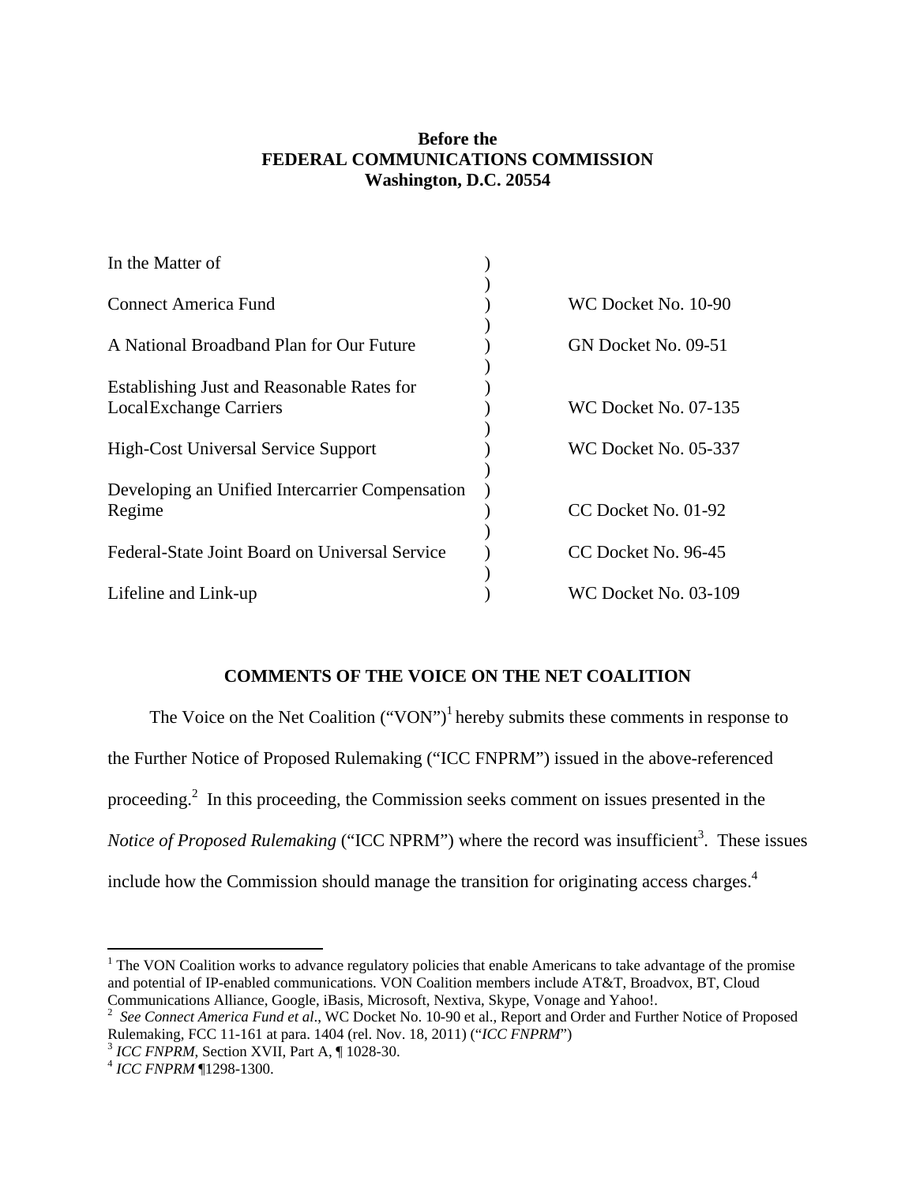**Before the**
**FEDERAL COMMUNICATIONS COMMISSION**
**Washington, D.C. 20554**

| | | |
|---|---|---|
| In the Matter of | ) | |
| | ) | |
| Connect America Fund | ) | WC Docket No. 10-90 |
| | ) | |
| A National Broadband Plan for Our Future | ) | GN Docket No. 09-51 |
| | ) | |
| Establishing Just and Reasonable Rates for | ) | |
| LocalExchange Carriers | ) | WC Docket No. 07-135 |
| | ) | |
| High-Cost Universal Service Support | ) | WC Docket No. 05-337 |
| | ) | |
| Developing an Unified Intercarrier Compensation | ) | |
| Regime | ) | CC Docket No. 01-92 |
| | ) | |
| Federal-State Joint Board on Universal Service | ) | CC Docket No. 96-45 |
| | ) | |
| Lifeline and Link-up | ) | WC Docket No. 03-109 |

**COMMENTS OF THE VOICE ON THE NET COALITION**

The Voice on the Net Coalition ("VON")[1] hereby submits these comments in response to the Further Notice of Proposed Rulemaking ("ICC FNPRM") issued in the above-referenced proceeding.[2] In this proceeding, the Commission seeks comment on issues presented in the *Notice of Proposed Rulemaking* ("ICC NPRM") where the record was insufficient[3]. These issues include how the Commission should manage the transition for originating access charges.[4]

---

[1] The VON Coalition works to advance regulatory policies that enable Americans to take advantage of the promise and potential of IP-enabled communications. VON Coalition members include AT&T, Broadvox, BT, Cloud Communications Alliance, Google, iBasis, Microsoft, Nextiva, Skype, Vonage and Yahoo!.

[2] *See Connect America Fund et al*., WC Docket No. 10-90 et al., Report and Order and Further Notice of Proposed Rulemaking, FCC 11-161 at para. 1404 (rel. Nov. 18, 2011) ("*ICC FNPRM*")

[3] *ICC FNPRM*, Section XVII, Part A, ¶ 1028-30.

[4] *ICC FNPRM* ¶1298-1300.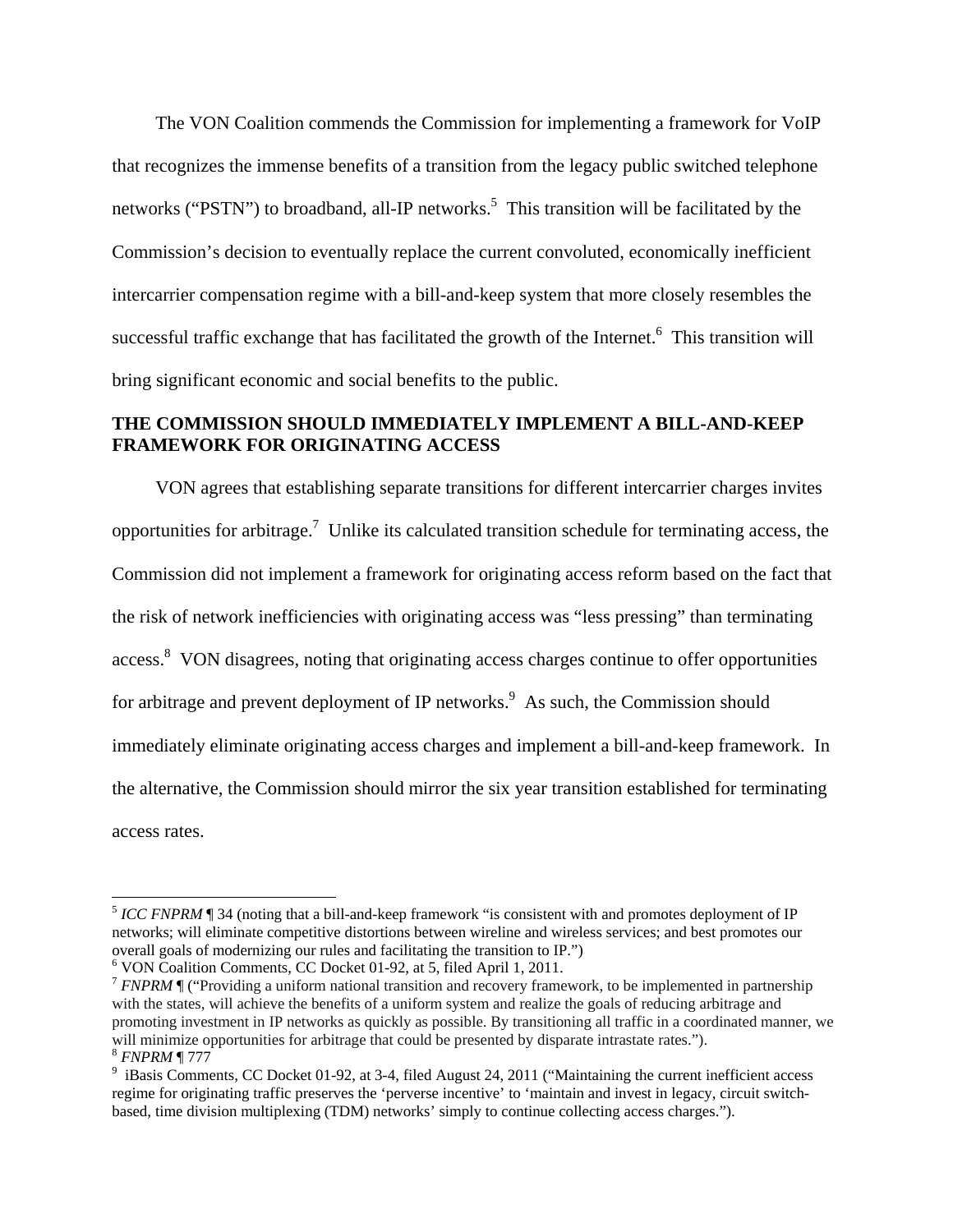The VON Coalition commends the Commission for implementing a framework for VoIP that recognizes the immense benefits of a transition from the legacy public switched telephone networks ("PSTN") to broadband, all-IP networks.[5] This transition will be facilitated by the Commission's decision to eventually replace the current convoluted, economically inefficient intercarrier compensation regime with a bill-and-keep system that more closely resembles the successful traffic exchange that has facilitated the growth of the Internet.[6] This transition will bring significant economic and social benefits to the public.

## THE COMMISSION SHOULD IMMEDIATELY IMPLEMENT A BILL-AND-KEEP FRAMEWORK FOR ORIGINATING ACCESS

VON agrees that establishing separate transitions for different intercarrier charges invites opportunities for arbitrage.[7] Unlike its calculated transition schedule for terminating access, the Commission did not implement a framework for originating access reform based on the fact that the risk of network inefficiencies with originating access was "less pressing" than terminating access.[8] VON disagrees, noting that originating access charges continue to offer opportunities for arbitrage and prevent deployment of IP networks.[9] As such, the Commission should immediately eliminate originating access charges and implement a bill-and-keep framework. In the alternative, the Commission should mirror the six year transition established for terminating access rates.

---

[5] *ICC FNPRM* ¶ 34 (noting that a bill-and-keep framework "is consistent with and promotes deployment of IP networks; will eliminate competitive distortions between wireline and wireless services; and best promotes our overall goals of modernizing our rules and facilitating the transition to IP.")

[6] VON Coalition Comments, CC Docket 01-92, at 5, filed April 1, 2011.

[7] *FNPRM* ¶ ("Providing a uniform national transition and recovery framework, to be implemented in partnership with the states, will achieve the benefits of a uniform system and realize the goals of reducing arbitrage and promoting investment in IP networks as quickly as possible. By transitioning all traffic in a coordinated manner, we will minimize opportunities for arbitrage that could be presented by disparate intrastate rates.").

[8] *FNPRM* ¶ 777

[9] iBasis Comments, CC Docket 01-92, at 3-4, filed August 24, 2011 ("Maintaining the current inefficient access regime for originating traffic preserves the 'perverse incentive' to 'maintain and invest in legacy, circuit switch-based, time division multiplexing (TDM) networks' simply to continue collecting access charges.").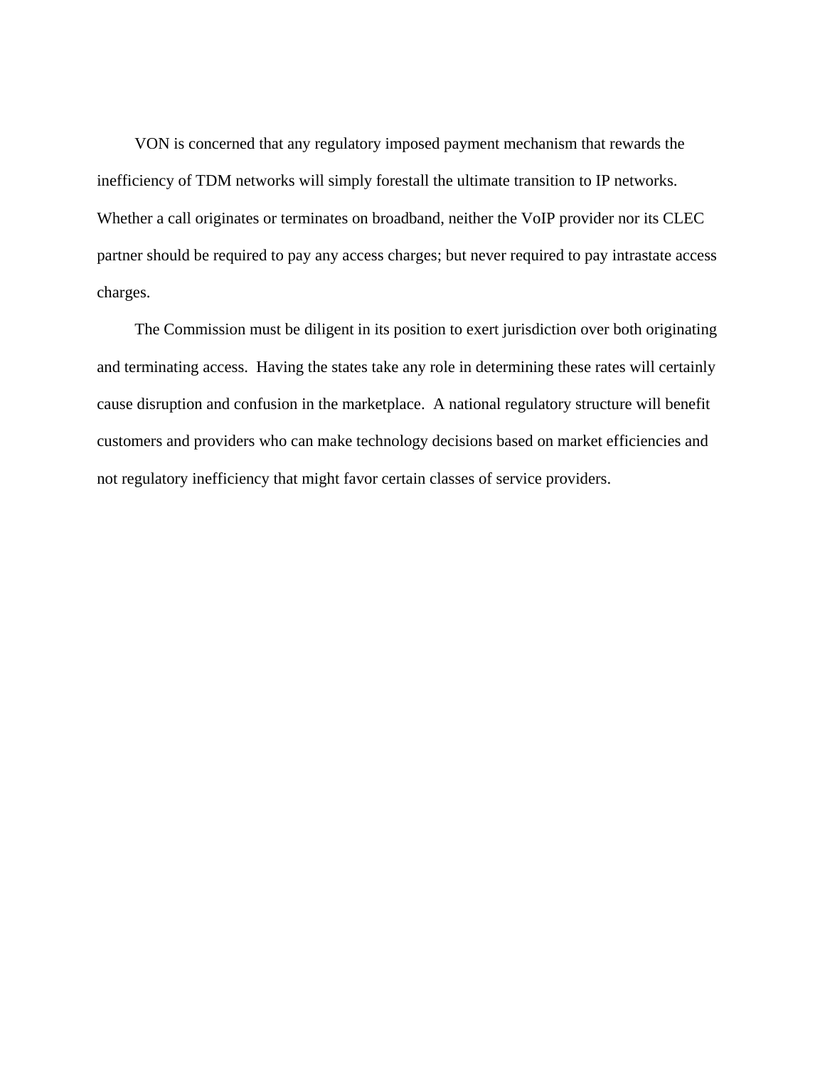VON is concerned that any regulatory imposed payment mechanism that rewards the inefficiency of TDM networks will simply forestall the ultimate transition to IP networks. Whether a call originates or terminates on broadband, neither the VoIP provider nor its CLEC partner should be required to pay any access charges; but never required to pay intrastate access charges.

The Commission must be diligent in its position to exert jurisdiction over both originating and terminating access. Having the states take any role in determining these rates will certainly cause disruption and confusion in the marketplace. A national regulatory structure will benefit customers and providers who can make technology decisions based on market efficiencies and not regulatory inefficiency that might favor certain classes of service providers.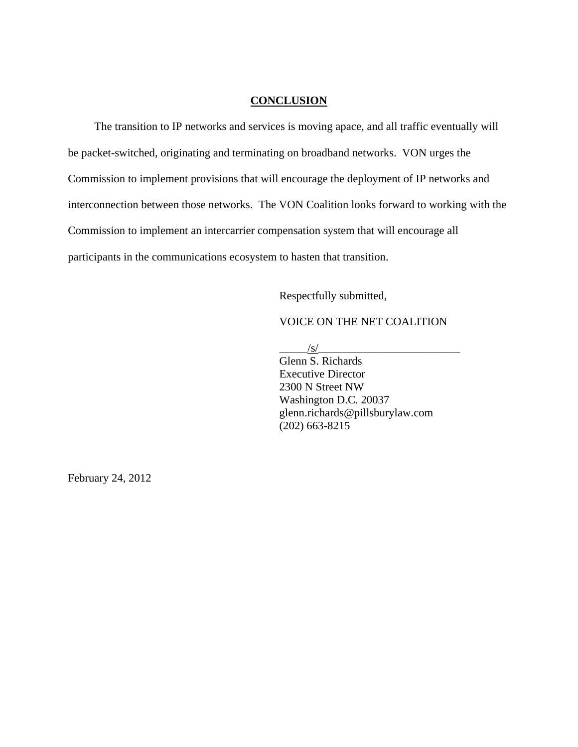## CONCLUSION

The transition to IP networks and services is moving apace, and all traffic eventually will be packet-switched, originating and terminating on broadband networks. VON urges the Commission to implement provisions that will encourage the deployment of IP networks and interconnection between those networks. The VON Coalition looks forward to working with the Commission to implement an intercarrier compensation system that will encourage all participants in the communications ecosystem to hasten that transition.

Respectfully submitted,

VOICE ON THE NET COALITION

_____/s/__________________________
Glenn S. Richards
Executive Director
2300 N Street NW
Washington D.C. 20037
glenn.richards@pillsburylaw.com
(202) 663-8215

February 24, 2012